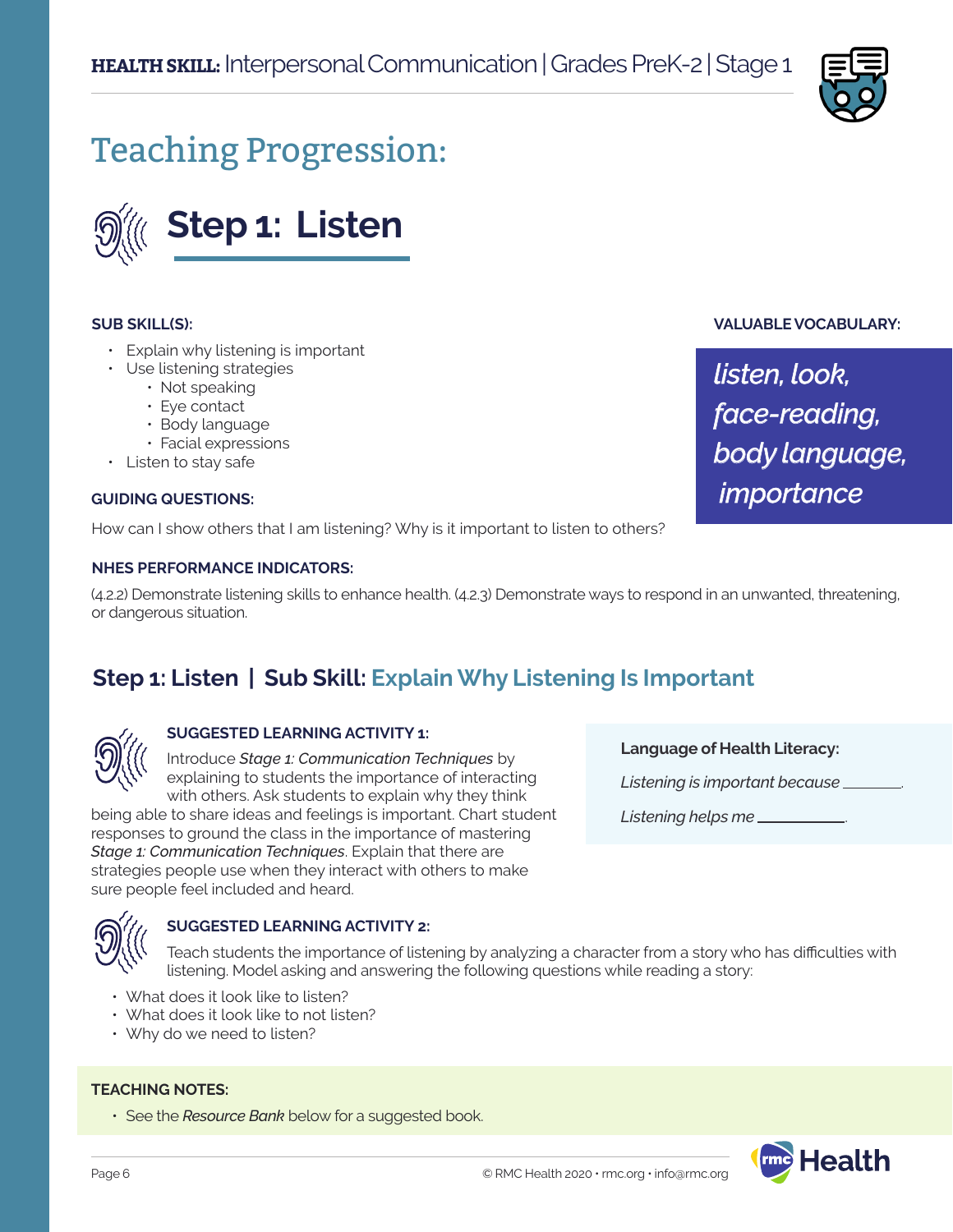**HEALTH SKILL:** Interpersonal Communication | Grades PreK-2 | Stage 1

# Teaching Progression:

## Step 1: Listen

**SUB SKILL(S):**

- Explain why listening is important
- Use listening strategies
  - Not speaking
  - Eye contact
  - Body language
  - Facial expressions
- Listen to stay safe

**VALUABLE VOCABULARY:**

*listen, look, face-reading, body language, importance*

**GUIDING QUESTIONS:**

How can I show others that I am listening? Why is it important to listen to others?

**NHES PERFORMANCE INDICATORS:**

(4.2.2) Demonstrate listening skills to enhance health. (4.2.3) Demonstrate ways to respond in an unwanted, threatening, or dangerous situation.

### Step 1: Listen | Sub Skill: Explain Why Listening Is Important

**SUGGESTED LEARNING ACTIVITY 1:**

Introduce *Stage 1: Communication Techniques* by explaining to students the importance of interacting with others. Ask students to explain why they think being able to share ideas and feelings is important. Chart student responses to ground the class in the importance of mastering *Stage 1: Communication Techniques*. Explain that there are strategies people use when they interact with others to make sure people feel included and heard.

**Language of Health Literacy:**

*Listening is important because* \_\_\_\_\_\_\_.

*Listening helps me* \_\_\_\_\_\_\_\_\_\_.

**SUGGESTED LEARNING ACTIVITY 2:**

Teach students the importance of listening by analyzing a character from a story who has difficulties with listening. Model asking and answering the following questions while reading a story:

- What does it look like to listen?
- What does it look like to not listen?
- Why do we need to listen?

**TEACHING NOTES:**

- See the *Resource Bank* below for a suggested book.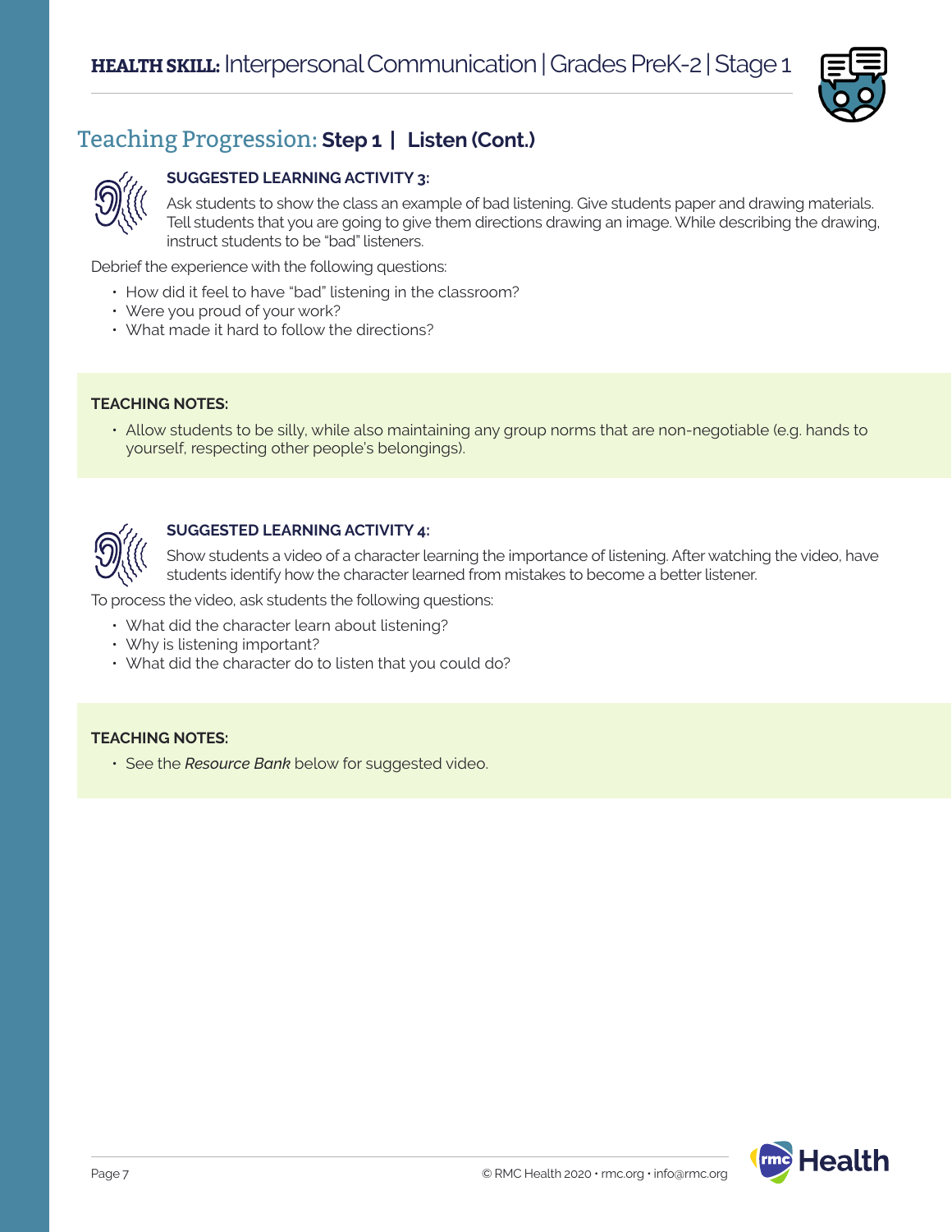## Teaching Progression: Step 1 | Listen (Cont.)

### SUGGESTED LEARNING ACTIVITY 3:

Ask students to show the class an example of bad listening. Give students paper and drawing materials. Tell students that you are going to give them directions drawing an image. While describing the drawing, instruct students to be "bad" listeners.

Debrief the experience with the following questions:

- How did it feel to have "bad" listening in the classroom?
- Were you proud of your work?
- What made it hard to follow the directions?

**TEACHING NOTES:**

- Allow students to be silly, while also maintaining any group norms that are non-negotiable (e.g. hands to yourself, respecting other people's belongings).

### SUGGESTED LEARNING ACTIVITY 4:

Show students a video of a character learning the importance of listening. After watching the video, have students identify how the character learned from mistakes to become a better listener.

To process the video, ask students the following questions:

- What did the character learn about listening?
- Why is listening important?
- What did the character do to listen that you could do?

**TEACHING NOTES:**

- See the *Resource Bank* below for suggested video.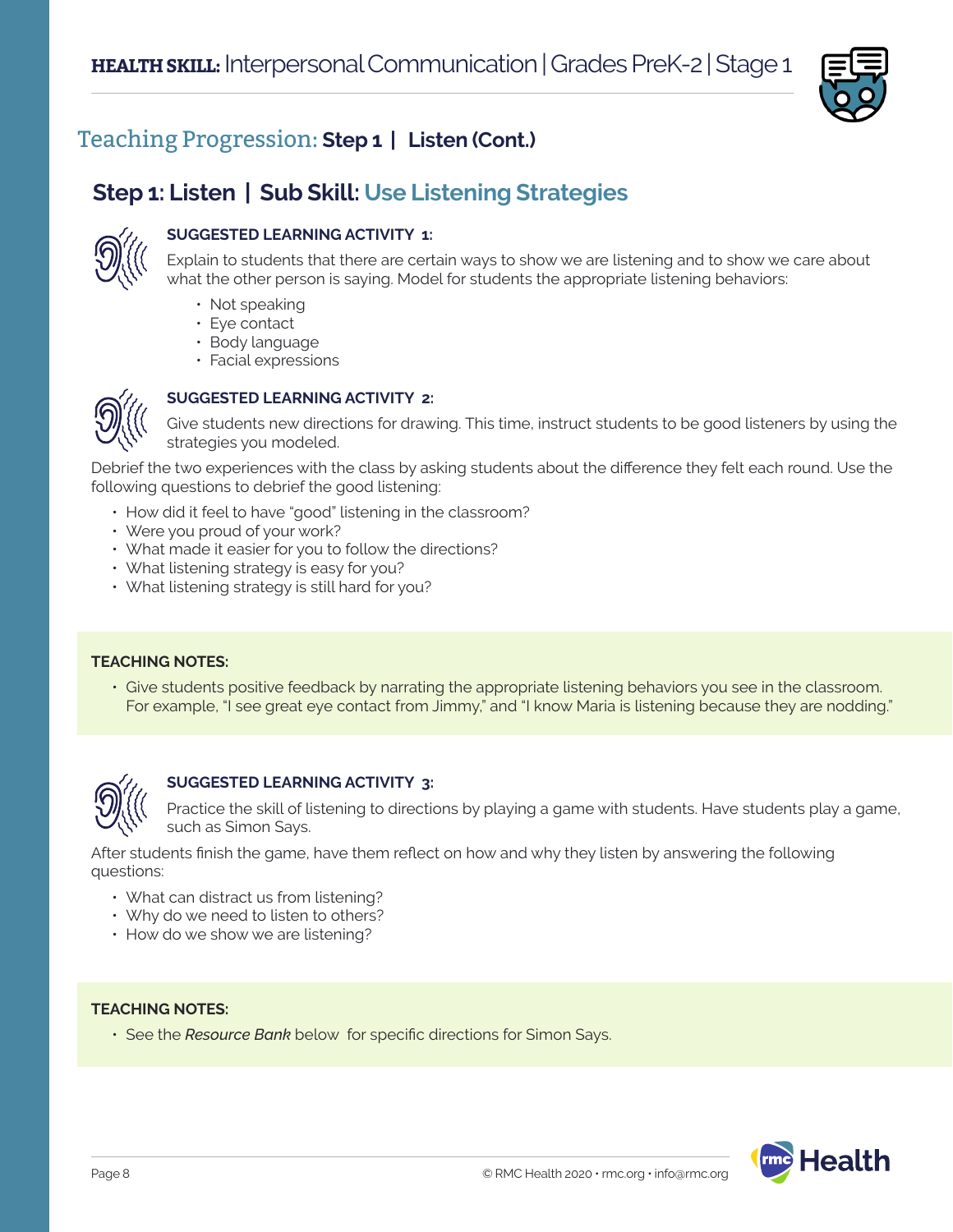## Teaching Progression: Step 1 | Listen (Cont.)

### Step 1: Listen | Sub Skill: Use Listening Strategies

**SUGGESTED LEARNING ACTIVITY 1:**

Explain to students that there are certain ways to show we are listening and to show we care about what the other person is saying. Model for students the appropriate listening behaviors:

- Not speaking
- Eye contact
- Body language
- Facial expressions

**SUGGESTED LEARNING ACTIVITY 2:**

Give students new directions for drawing. This time, instruct students to be good listeners by using the strategies you modeled.

Debrief the two experiences with the class by asking students about the difference they felt each round. Use the following questions to debrief the good listening:

- How did it feel to have "good" listening in the classroom?
- Were you proud of your work?
- What made it easier for you to follow the directions?
- What listening strategy is easy for you?
- What listening strategy is still hard for you?

**TEACHING NOTES:**

- Give students positive feedback by narrating the appropriate listening behaviors you see in the classroom. For example, "I see great eye contact from Jimmy," and "I know Maria is listening because they are nodding."

**SUGGESTED LEARNING ACTIVITY 3:**

Practice the skill of listening to directions by playing a game with students. Have students play a game, such as Simon Says.

After students finish the game, have them reflect on how and why they listen by answering the following questions:

- What can distract us from listening?
- Why do we need to listen to others?
- How do we show we are listening?

**TEACHING NOTES:**

- See the *Resource Bank* below for specific directions for Simon Says.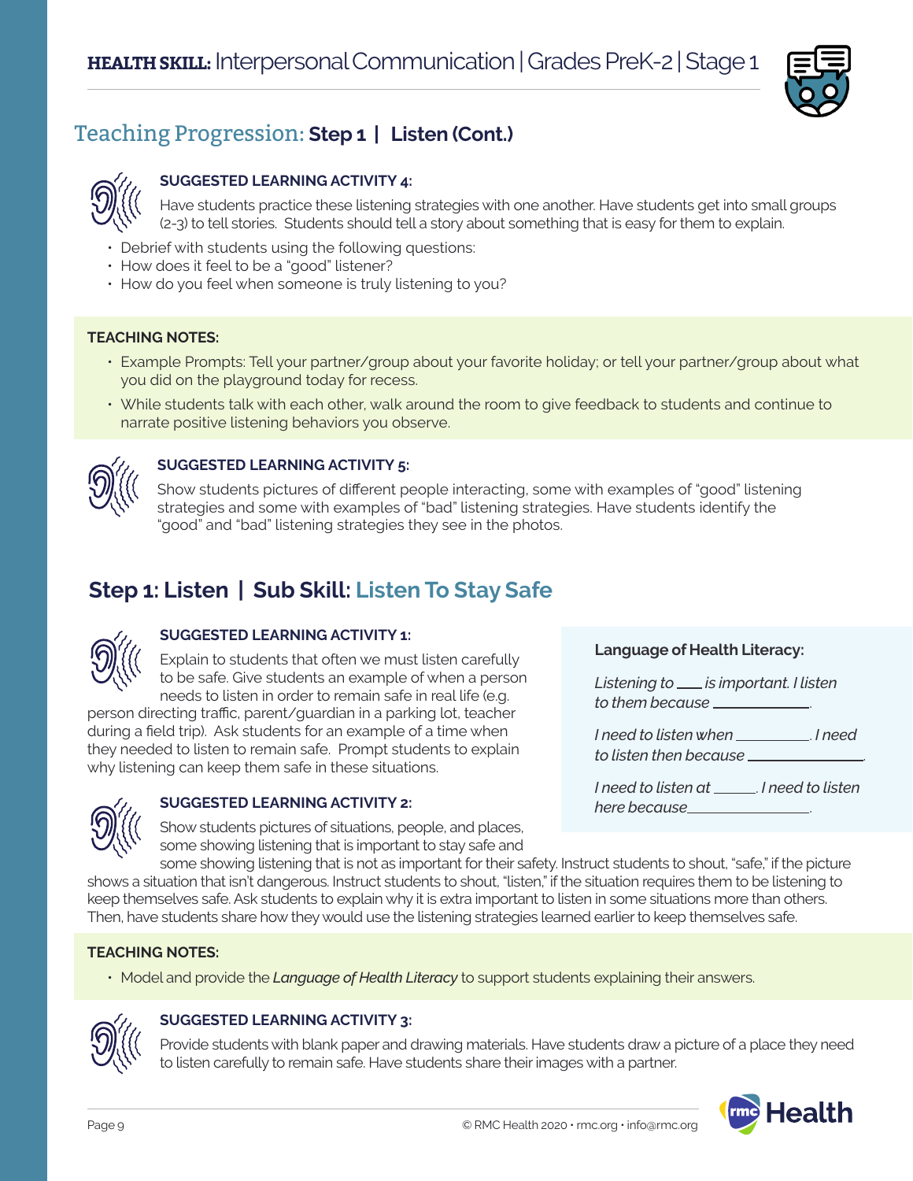# HEALTH SKILL: Interpersonal Communication | Grades PreK-2 | Stage 1

## Teaching Progression: Step 1 | Listen (Cont.)

### SUGGESTED LEARNING ACTIVITY 4:

Have students practice these listening strategies with one another. Have students get into small groups (2-3) to tell stories. Students should tell a story about something that is easy for them to explain.

- Debrief with students using the following questions:
- How does it feel to be a "good" listener?
- How do you feel when someone is truly listening to you?

**TEACHING NOTES:**

- Example Prompts: Tell your partner/group about your favorite holiday; or tell your partner/group about what you did on the playground today for recess.
- While students talk with each other, walk around the room to give feedback to students and continue to narrate positive listening behaviors you observe.

### SUGGESTED LEARNING ACTIVITY 5:

Show students pictures of different people interacting, some with examples of "good" listening strategies and some with examples of "bad" listening strategies. Have students identify the "good" and "bad" listening strategies they see in the photos.

## Step 1: Listen | Sub Skill: Listen To Stay Safe

### SUGGESTED LEARNING ACTIVITY 1:

Explain to students that often we must listen carefully to be safe. Give students an example of when a person needs to listen in order to remain safe in real life (e.g. person directing traffic, parent/guardian in a parking lot, teacher during a field trip). Ask students for an example of a time when they needed to listen to remain safe. Prompt students to explain why listening can keep them safe in these situations.

**Language of Health Literacy:**

*Listening to ___ is important. I listen to them because ___________.*

*I need to listen when _________. I need to listen then because ______________.*

*I need to listen at _____. I need to listen here because_______________.*

### SUGGESTED LEARNING ACTIVITY 2:

Show students pictures of situations, people, and places, some showing listening that is important to stay safe and some showing listening that is not as important for their safety. Instruct students to shout, "safe," if the picture shows a situation that isn't dangerous. Instruct students to shout, "listen," if the situation requires them to be listening to keep themselves safe. Ask students to explain why it is extra important to listen in some situations more than others. Then, have students share how they would use the listening strategies learned earlier to keep themselves safe.

**TEACHING NOTES:**

- Model and provide the *Language of Health Literacy* to support students explaining their answers.

### SUGGESTED LEARNING ACTIVITY 3:

Provide students with blank paper and drawing materials. Have students draw a picture of a place they need to listen carefully to remain safe. Have students share their images with a partner.